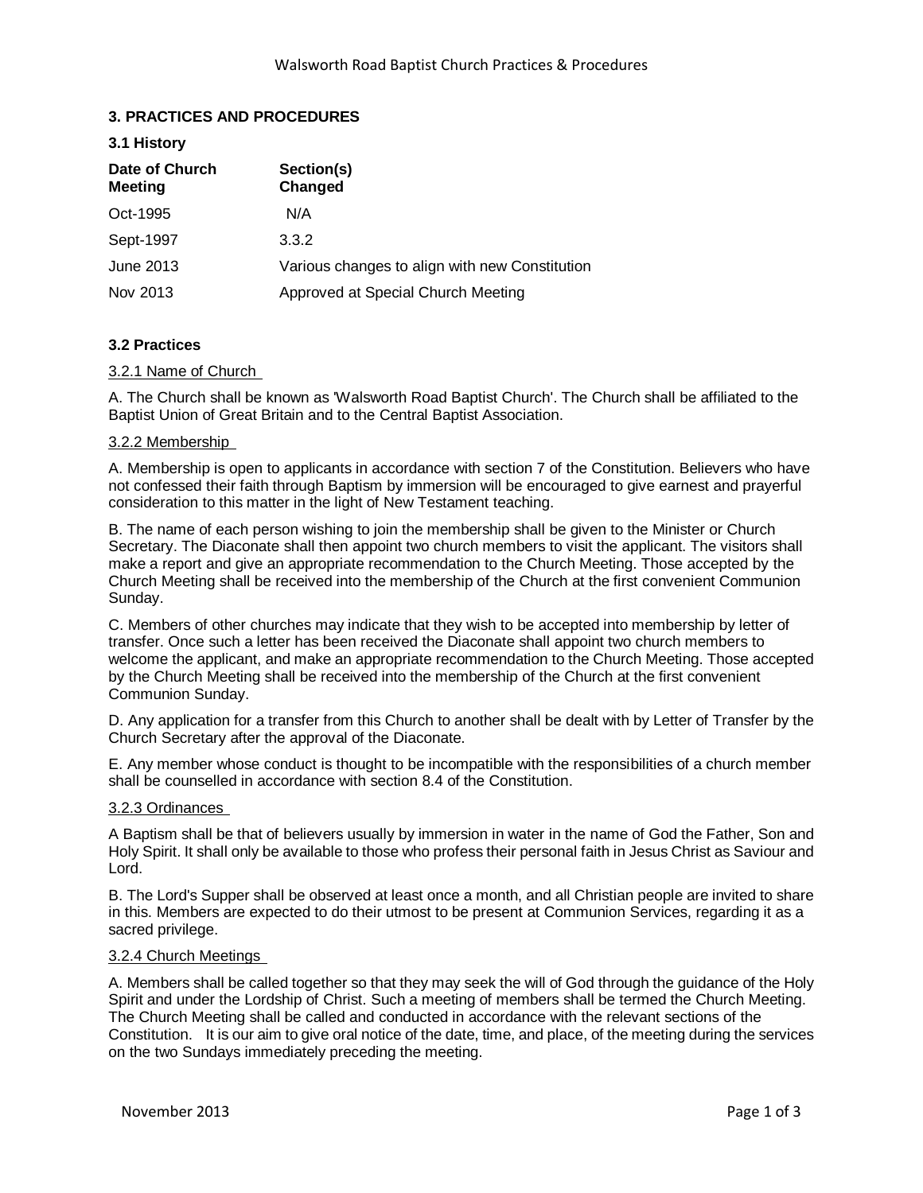## 3. PRACTICES AND PROCEDURES

### 3.1 History

| Date of Church Meeting | Section(s) Changed |
| --- | --- |
| Oct-1995 | N/A |
| Sept-1997 | 3.3.2 |
| June 2013 | Various changes to align with new Constitution |
| Nov 2013 | Approved at Special Church Meeting |

### 3.2 Practices

3.2.1 Name of Church

A. The Church shall be known as 'Walsworth Road Baptist Church'. The Church shall be affiliated to the Baptist Union of Great Britain and to the Central Baptist Association.

3.2.2 Membership

A. Membership is open to applicants in accordance with section 7 of the Constitution. Believers who have not confessed their faith through Baptism by immersion will be encouraged to give earnest and prayerful consideration to this matter in the light of New Testament teaching.

B. The name of each person wishing to join the membership shall be given to the Minister or Church Secretary. The Diaconate shall then appoint two church members to visit the applicant. The visitors shall make a report and give an appropriate recommendation to the Church Meeting. Those accepted by the Church Meeting shall be received into the membership of the Church at the first convenient Communion Sunday.

C. Members of other churches may indicate that they wish to be accepted into membership by letter of transfer. Once such a letter has been received the Diaconate shall appoint two church members to welcome the applicant, and make an appropriate recommendation to the Church Meeting. Those accepted by the Church Meeting shall be received into the membership of the Church at the first convenient Communion Sunday.

D. Any application for a transfer from this Church to another shall be dealt with by Letter of Transfer by the Church Secretary after the approval of the Diaconate.

E. Any member whose conduct is thought to be incompatible with the responsibilities of a church member shall be counselled in accordance with section 8.4 of the Constitution.

3.2.3 Ordinances

A Baptism shall be that of believers usually by immersion in water in the name of God the Father, Son and Holy Spirit. It shall only be available to those who profess their personal faith in Jesus Christ as Saviour and Lord.

B. The Lord's Supper shall be observed at least once a month, and all Christian people are invited to share in this. Members are expected to do their utmost to be present at Communion Services, regarding it as a sacred privilege.

3.2.4 Church Meetings

A. Members shall be called together so that they may seek the will of God through the guidance of the Holy Spirit and under the Lordship of Christ. Such a meeting of members shall be termed the Church Meeting. The Church Meeting shall be called and conducted in accordance with the relevant sections of the Constitution. It is our aim to give oral notice of the date, time, and place, of the meeting during the services on the two Sundays immediately preceding the meeting.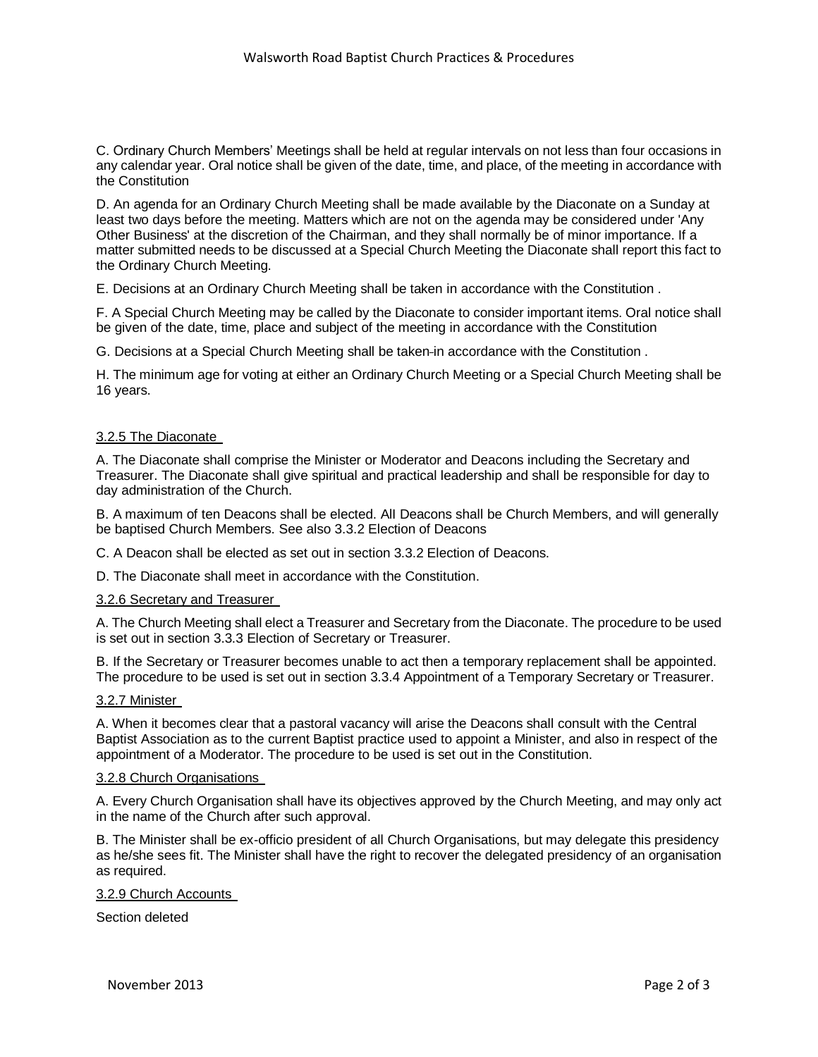C. Ordinary Church Members' Meetings shall be held at regular intervals on not less than four occasions in any calendar year. Oral notice shall be given of the date, time, and place, of the meeting in accordance with the Constitution

D. An agenda for an Ordinary Church Meeting shall be made available by the Diaconate on a Sunday at least two days before the meeting. Matters which are not on the agenda may be considered under 'Any Other Business' at the discretion of the Chairman, and they shall normally be of minor importance. If a matter submitted needs to be discussed at a Special Church Meeting the Diaconate shall report this fact to the Ordinary Church Meeting.

E. Decisions at an Ordinary Church Meeting shall be taken in accordance with the Constitution .

F. A Special Church Meeting may be called by the Diaconate to consider important items. Oral notice shall be given of the date, time, place and subject of the meeting in accordance with the Constitution

G. Decisions at a Special Church Meeting shall be taken in accordance with the Constitution .

H. The minimum age for voting at either an Ordinary Church Meeting or a Special Church Meeting shall be 16 years.

### 3.2.5 The Diaconate

A. The Diaconate shall comprise the Minister or Moderator and Deacons including the Secretary and Treasurer. The Diaconate shall give spiritual and practical leadership and shall be responsible for day to day administration of the Church.

B. A maximum of ten Deacons shall be elected. All Deacons shall be Church Members, and will generally be baptised Church Members. See also 3.3.2 Election of Deacons

C. A Deacon shall be elected as set out in section 3.3.2 Election of Deacons.

D. The Diaconate shall meet in accordance with the Constitution.

### 3.2.6 Secretary and Treasurer

A. The Church Meeting shall elect a Treasurer and Secretary from the Diaconate. The procedure to be used is set out in section 3.3.3 Election of Secretary or Treasurer.

B. If the Secretary or Treasurer becomes unable to act then a temporary replacement shall be appointed. The procedure to be used is set out in section 3.3.4 Appointment of a Temporary Secretary or Treasurer.

### 3.2.7 Minister

A. When it becomes clear that a pastoral vacancy will arise the Deacons shall consult with the Central Baptist Association as to the current Baptist practice used to appoint a Minister, and also in respect of the appointment of a Moderator. The procedure to be used is set out in the Constitution.

### 3.2.8 Church Organisations

A. Every Church Organisation shall have its objectives approved by the Church Meeting, and may only act in the name of the Church after such approval.

B. The Minister shall be ex-officio president of all Church Organisations, but may delegate this presidency as he/she sees fit. The Minister shall have the right to recover the delegated presidency of an organisation as required.

### 3.2.9 Church Accounts

Section deleted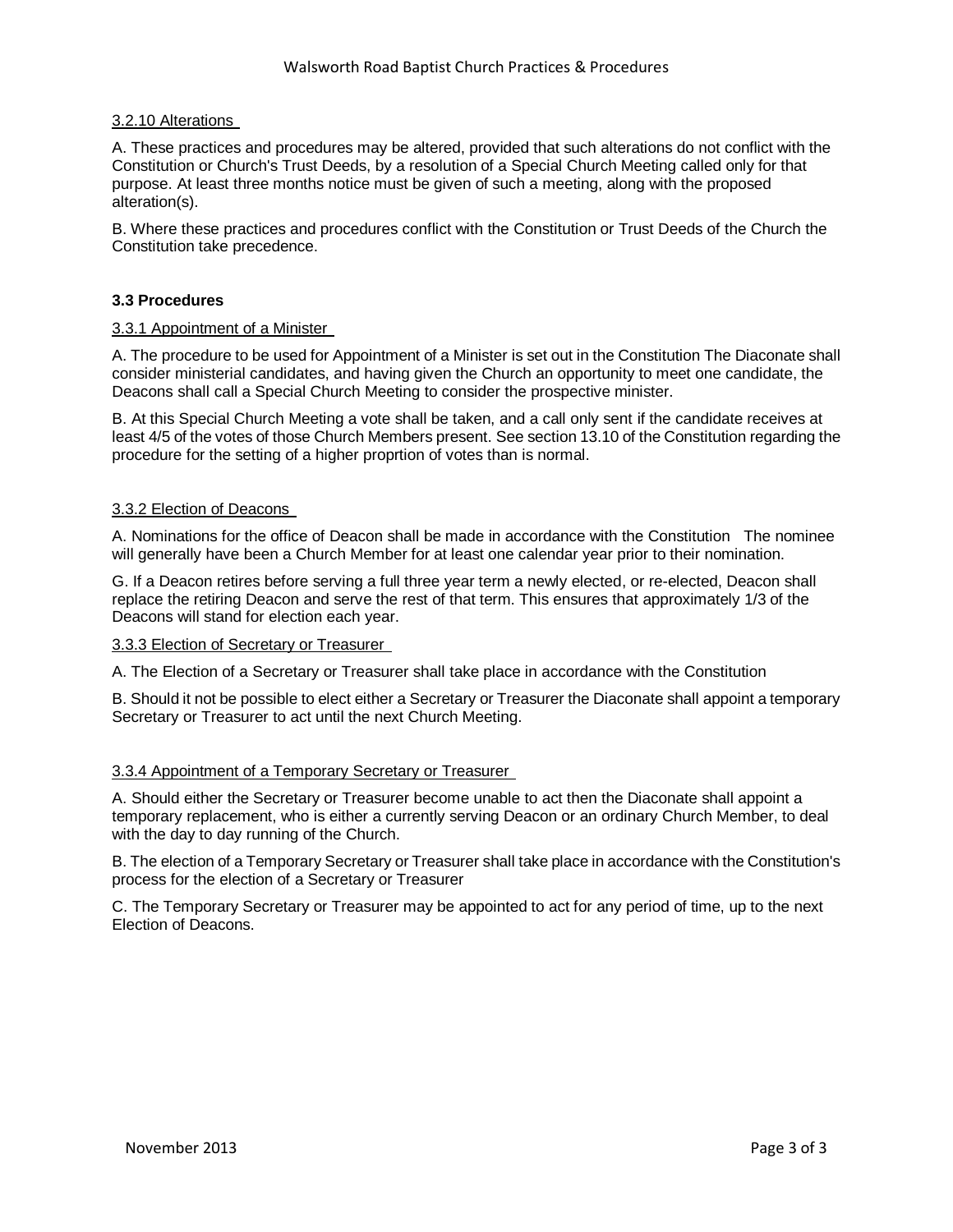3.2.10 Alterations

A. These practices and procedures may be altered, provided that such alterations do not conflict with the Constitution or Church's Trust Deeds, by a resolution of a Special Church Meeting called only for that purpose. At least three months notice must be given of such a meeting, along with the proposed alteration(s).

B. Where these practices and procedures conflict with the Constitution or Trust Deeds of the Church the Constitution take precedence.

### 3.3 Procedures

3.3.1 Appointment of a Minister

A. The procedure to be used for Appointment of a Minister is set out in the Constitution The Diaconate shall consider ministerial candidates, and having given the Church an opportunity to meet one candidate, the Deacons shall call a Special Church Meeting to consider the prospective minister.

B. At this Special Church Meeting a vote shall be taken, and a call only sent if the candidate receives at least 4/5 of the votes of those Church Members present. See section 13.10 of the Constitution regarding the procedure for the setting of a higher proprtion of votes than is normal.

3.3.2 Election of Deacons

A. Nominations for the office of Deacon shall be made in accordance with the Constitution The nominee will generally have been a Church Member for at least one calendar year prior to their nomination.

G. If a Deacon retires before serving a full three year term a newly elected, or re-elected, Deacon shall replace the retiring Deacon and serve the rest of that term. This ensures that approximately 1/3 of the Deacons will stand for election each year.

3.3.3 Election of Secretary or Treasurer

A. The Election of a Secretary or Treasurer shall take place in accordance with the Constitution

B. Should it not be possible to elect either a Secretary or Treasurer the Diaconate shall appoint a temporary Secretary or Treasurer to act until the next Church Meeting.

3.3.4 Appointment of a Temporary Secretary or Treasurer

A. Should either the Secretary or Treasurer become unable to act then the Diaconate shall appoint a temporary replacement, who is either a currently serving Deacon or an ordinary Church Member, to deal with the day to day running of the Church.

B. The election of a Temporary Secretary or Treasurer shall take place in accordance with the Constitution's process for the election of a Secretary or Treasurer

C. The Temporary Secretary or Treasurer may be appointed to act for any period of time, up to the next Election of Deacons.